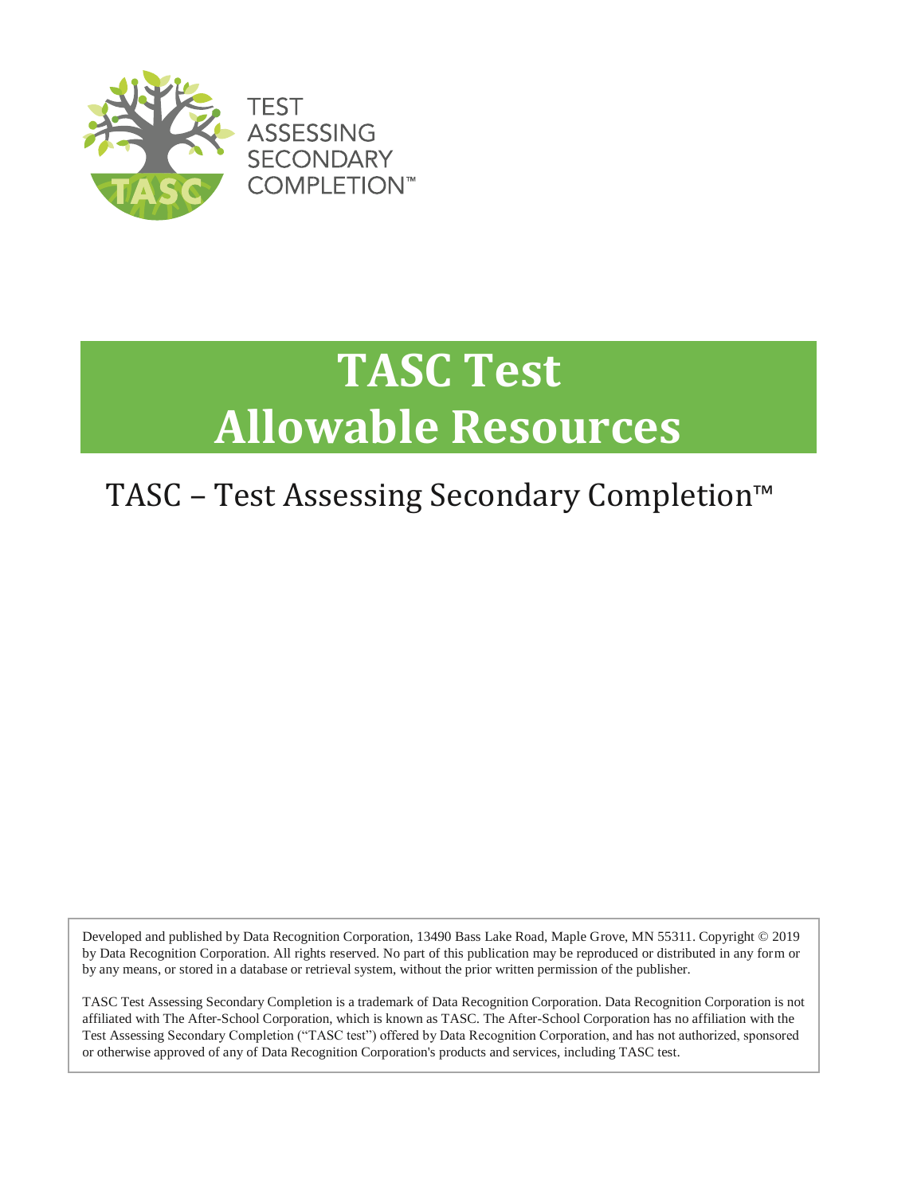TEST
ASSESSING
SECONDARY
COMPLETION™

# TASC Test
# Allowable Resources

## TASC – Test Assessing Secondary Completion™

Developed and published by Data Recognition Corporation, 13490 Bass Lake Road, Maple Grove, MN 55311. Copyright © 2019 by Data Recognition Corporation. All rights reserved. No part of this publication may be reproduced or distributed in any form or by any means, or stored in a database or retrieval system, without the prior written permission of the publisher.

TASC Test Assessing Secondary Completion is a trademark of Data Recognition Corporation. Data Recognition Corporation is not affiliated with The After-School Corporation, which is known as TASC. The After-School Corporation has no affiliation with the Test Assessing Secondary Completion ("TASC test") offered by Data Recognition Corporation, and has not authorized, sponsored or otherwise approved of any of Data Recognition Corporation's products and services, including TASC test.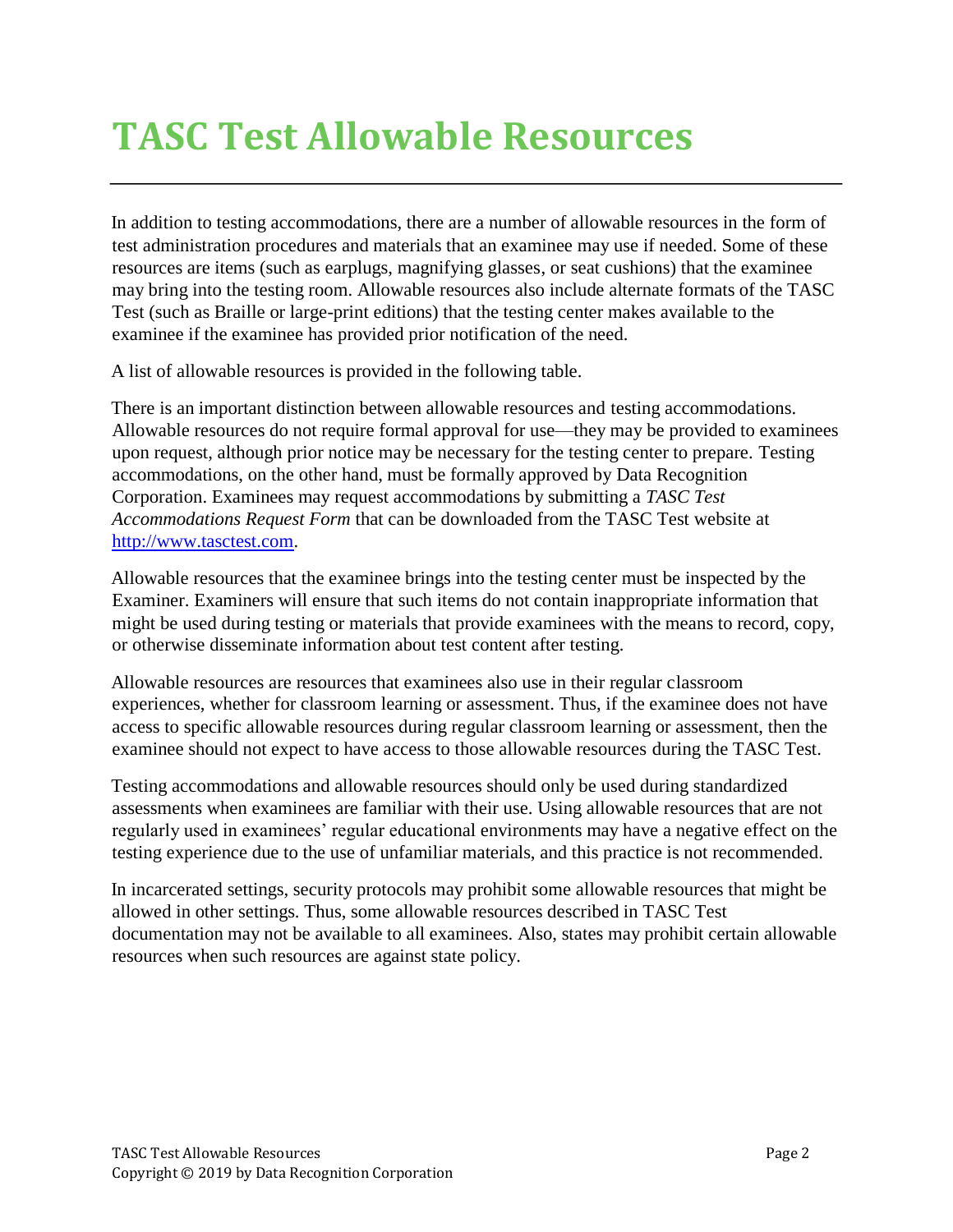# TASC Test Allowable Resources

In addition to testing accommodations, there are a number of allowable resources in the form of test administration procedures and materials that an examinee may use if needed. Some of these resources are items (such as earplugs, magnifying glasses, or seat cushions) that the examinee may bring into the testing room. Allowable resources also include alternate formats of the TASC Test (such as Braille or large-print editions) that the testing center makes available to the examinee if the examinee has provided prior notification of the need.

A list of allowable resources is provided in the following table.

There is an important distinction between allowable resources and testing accommodations. Allowable resources do not require formal approval for use—they may be provided to examinees upon request, although prior notice may be necessary for the testing center to prepare. Testing accommodations, on the other hand, must be formally approved by Data Recognition Corporation. Examinees may request accommodations by submitting a *TASC Test Accommodations Request Form* that can be downloaded from the TASC Test website at [http://www.tasctest.com](http://www.tasctest.com).

Allowable resources that the examinee brings into the testing center must be inspected by the Examiner. Examiners will ensure that such items do not contain inappropriate information that might be used during testing or materials that provide examinees with the means to record, copy, or otherwise disseminate information about test content after testing.

Allowable resources are resources that examinees also use in their regular classroom experiences, whether for classroom learning or assessment. Thus, if the examinee does not have access to specific allowable resources during regular classroom learning or assessment, then the examinee should not expect to have access to those allowable resources during the TASC Test.

Testing accommodations and allowable resources should only be used during standardized assessments when examinees are familiar with their use. Using allowable resources that are not regularly used in examinees' regular educational environments may have a negative effect on the testing experience due to the use of unfamiliar materials, and this practice is not recommended.

In incarcerated settings, security protocols may prohibit some allowable resources that might be allowed in other settings. Thus, some allowable resources described in TASC Test documentation may not be available to all examinees. Also, states may prohibit certain allowable resources when such resources are against state policy.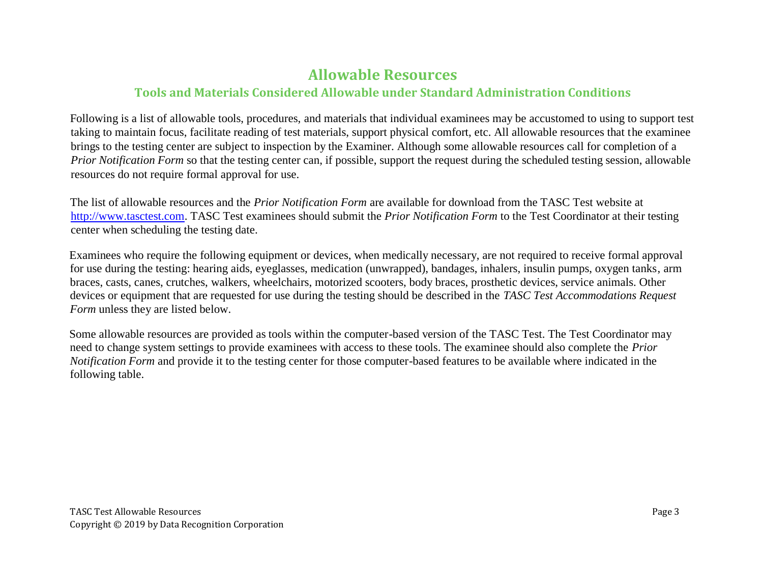# Allowable Resources

## Tools and Materials Considered Allowable under Standard Administration Conditions

Following is a list of allowable tools, procedures, and materials that individual examinees may be accustomed to using to support test taking to maintain focus, facilitate reading of test materials, support physical comfort, etc. All allowable resources that the examinee brings to the testing center are subject to inspection by the Examiner. Although some allowable resources call for completion of a *Prior Notification Form* so that the testing center can, if possible, support the request during the scheduled testing session, allowable resources do not require formal approval for use.

The list of allowable resources and the *Prior Notification Form* are available for download from the TASC Test website at [http://www.tasctest.com](http://www.tasctest.com). TASC Test examinees should submit the *Prior Notification Form* to the Test Coordinator at their testing center when scheduling the testing date.

Examinees who require the following equipment or devices, when medically necessary, are not required to receive formal approval for use during the testing: hearing aids, eyeglasses, medication (unwrapped), bandages, inhalers, insulin pumps, oxygen tanks, arm braces, casts, canes, crutches, walkers, wheelchairs, motorized scooters, body braces, prosthetic devices, service animals. Other devices or equipment that are requested for use during the testing should be described in the *TASC Test Accommodations Request Form* unless they are listed below.

Some allowable resources are provided as tools within the computer-based version of the TASC Test. The Test Coordinator may need to change system settings to provide examinees with access to these tools. The examinee should also complete the *Prior Notification Form* and provide it to the testing center for those computer-based features to be available where indicated in the following table.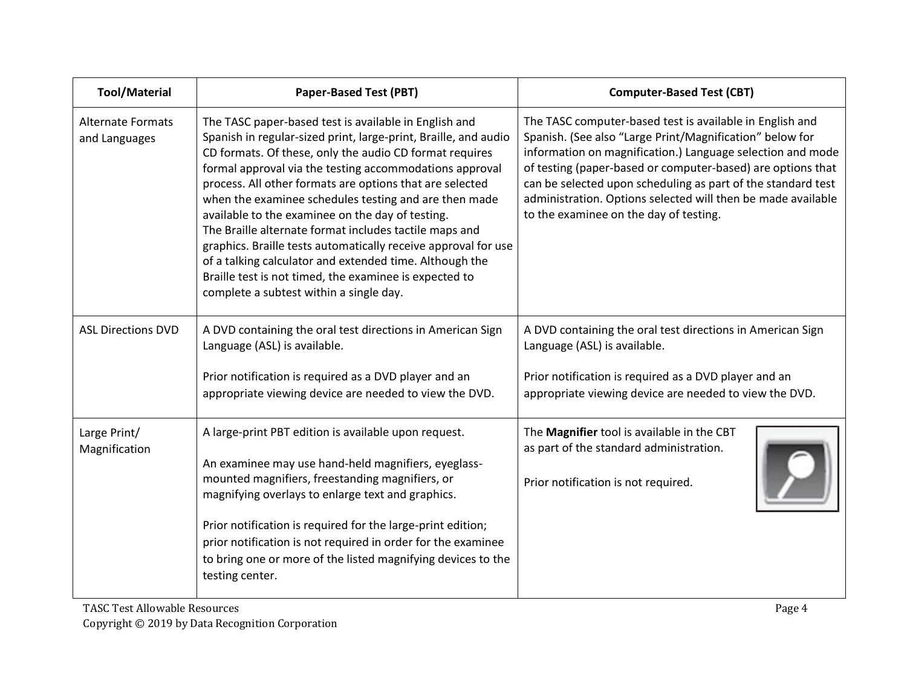| Tool/Material | Paper-Based Test (PBT) | Computer-Based Test (CBT) |
|---|---|---|
| Alternate Formats and Languages | The TASC paper-based test is available in English and Spanish in regular-sized print, large-print, Braille, and audio CD formats. Of these, only the audio CD format requires formal approval via the testing accommodations approval process. All other formats are options that are selected when the examinee schedules testing and are then made available to the examinee on the day of testing.<br>The Braille alternate format includes tactile maps and graphics. Braille tests automatically receive approval for use of a talking calculator and extended time. Although the Braille test is not timed, the examinee is expected to complete a subtest within a single day. | The TASC computer-based test is available in English and Spanish. (See also “Large Print/Magnification” below for information on magnification.) Language selection and mode of testing (paper-based or computer-based) are options that can be selected upon scheduling as part of the standard test administration. Options selected will then be made available to the examinee on the day of testing. |
| ASL Directions DVD | A DVD containing the oral test directions in American Sign Language (ASL) is available.<br><br>Prior notification is required as a DVD player and an appropriate viewing device are needed to view the DVD. | A DVD containing the oral test directions in American Sign Language (ASL) is available.<br><br>Prior notification is required as a DVD player and an appropriate viewing device are needed to view the DVD. |
| Large Print/ Magnification | A large-print PBT edition is available upon request.<br><br>An examinee may use hand-held magnifiers, eyeglass-mounted magnifiers, freestanding magnifiers, or magnifying overlays to enlarge text and graphics.<br><br>Prior notification is required for the large-print edition; prior notification is not required in order for the examinee to bring one or more of the listed magnifying devices to the testing center. | The **Magnifier** tool is available in the CBT as part of the standard administration.<br><br>Prior notification is not required. |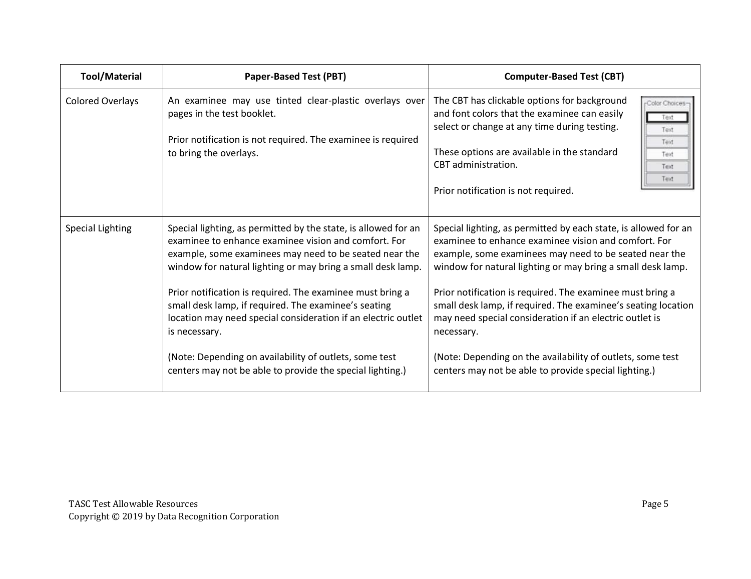| Tool/Material | Paper-Based Test (PBT) | Computer-Based Test (CBT) |
|---|---|---|
| Colored Overlays | An examinee may use tinted clear-plastic overlays over pages in the test booklet.<br><br>Prior notification is not required. The examinee is required to bring the overlays. | The CBT has clickable options for background and font colors that the examinee can easily select or change at any time during testing.<br><br>These options are available in the standard CBT administration.<br><br>Prior notification is not required. |
| Special Lighting | Special lighting, as permitted by the state, is allowed for an examinee to enhance examinee vision and comfort. For example, some examinees may need to be seated near the window for natural lighting or may bring a small desk lamp.<br><br>Prior notification is required. The examinee must bring a small desk lamp, if required. The examinee's seating location may need special consideration if an electric outlet is necessary.<br><br>(Note: Depending on availability of outlets, some test centers may not be able to provide the special lighting.) | Special lighting, as permitted by each state, is allowed for an examinee to enhance examinee vision and comfort. For example, some examinees may need to be seated near the window for natural lighting or may bring a small desk lamp.<br><br>Prior notification is required. The examinee must bring a small desk lamp, if required. The examinee's seating location may need special consideration if an electric outlet is necessary.<br><br>(Note: Depending on the availability of outlets, some test centers may not be able to provide special lighting.) |

TASC Test Allowable Resources
Copyright © 2019 by Data Recognition Corporation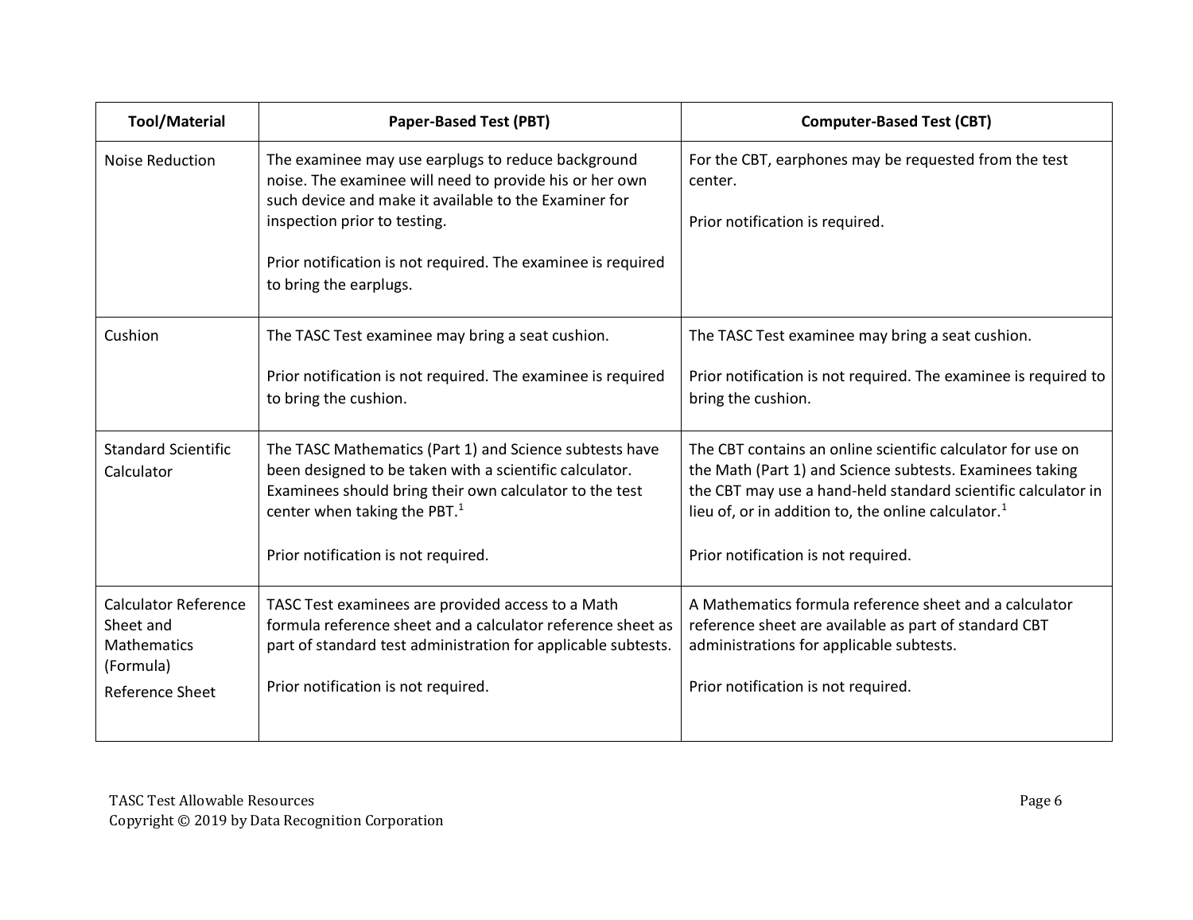| Tool/Material | Paper-Based Test (PBT) | Computer-Based Test (CBT) |
|---|---|---|
| Noise Reduction | The examinee may use earplugs to reduce background noise. The examinee will need to provide his or her own such device and make it available to the Examiner for inspection prior to testing.<br><br>Prior notification is not required. The examinee is required to bring the earplugs. | For the CBT, earphones may be requested from the test center.<br><br>Prior notification is required. |
| Cushion | The TASC Test examinee may bring a seat cushion.<br><br>Prior notification is not required. The examinee is required to bring the cushion. | The TASC Test examinee may bring a seat cushion.<br><br>Prior notification is not required. The examinee is required to bring the cushion. |
| Standard Scientific Calculator | The TASC Mathematics (Part 1) and Science subtests have been designed to be taken with a scientific calculator. Examinees should bring their own calculator to the test center when taking the PBT.[1]<br><br>Prior notification is not required. | The CBT contains an online scientific calculator for use on the Math (Part 1) and Science subtests. Examinees taking the CBT may use a hand-held standard scientific calculator in lieu of, or in addition to, the online calculator.[1]<br><br>Prior notification is not required. |
| Calculator Reference Sheet and Mathematics (Formula) Reference Sheet | TASC Test examinees are provided access to a Math formula reference sheet and a calculator reference sheet as part of standard test administration for applicable subtests.<br><br>Prior notification is not required. | A Mathematics formula reference sheet and a calculator reference sheet are available as part of standard CBT administrations for applicable subtests.<br><br>Prior notification is not required. |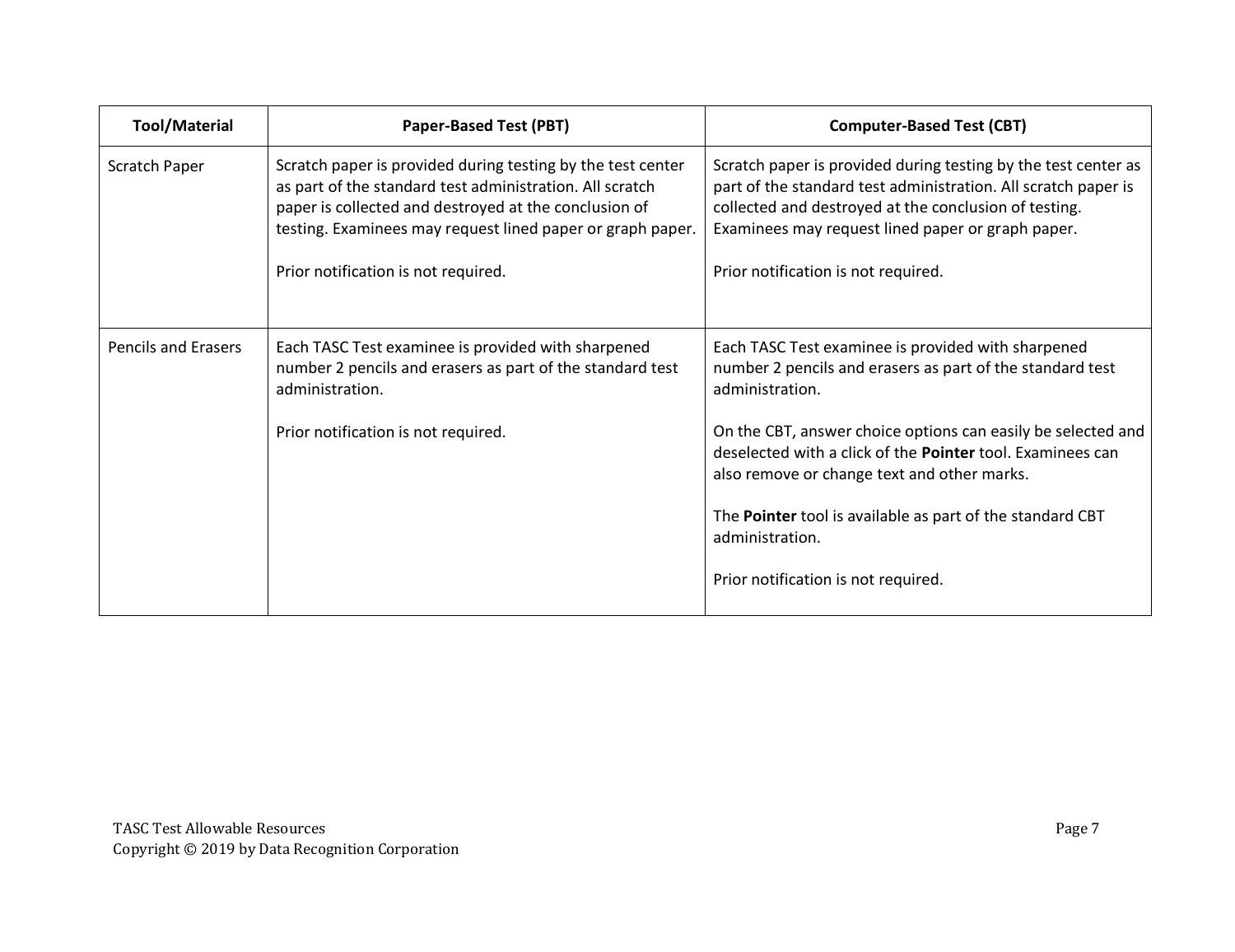| Tool/Material | Paper-Based Test (PBT) | Computer-Based Test (CBT) |
| --- | --- | --- |
| Scratch Paper | Scratch paper is provided during testing by the test center as part of the standard test administration. All scratch paper is collected and destroyed at the conclusion of testing. Examinees may request lined paper or graph paper.<br><br>Prior notification is not required. | Scratch paper is provided during testing by the test center as part of the standard test administration. All scratch paper is collected and destroyed at the conclusion of testing. Examinees may request lined paper or graph paper.<br><br>Prior notification is not required. |
| Pencils and Erasers | Each TASC Test examinee is provided with sharpened number 2 pencils and erasers as part of the standard test administration.<br><br>Prior notification is not required. | Each TASC Test examinee is provided with sharpened number 2 pencils and erasers as part of the standard test administration.<br><br>On the CBT, answer choice options can easily be selected and deselected with a click of the **Pointer** tool. Examinees can also remove or change text and other marks.<br><br>The **Pointer** tool is available as part of the standard CBT administration.<br><br>Prior notification is not required. |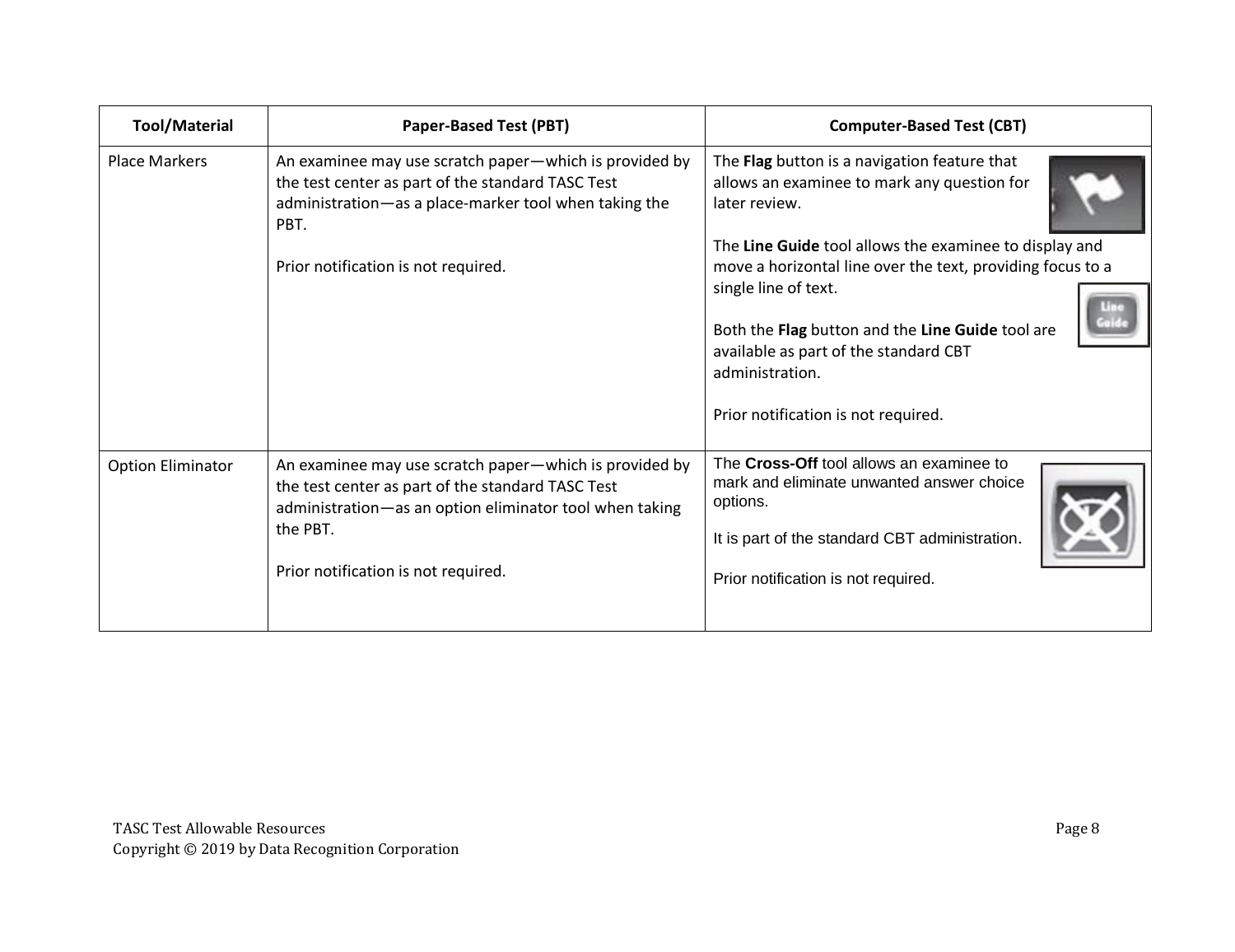| Tool/Material | Paper-Based Test (PBT) | Computer-Based Test (CBT) |
|---|---|---|
| Place Markers | An examinee may use scratch paper—which is provided by the test center as part of the standard TASC Test administration—as a place-marker tool when taking the PBT.<br><br>Prior notification is not required. | The **Flag** button is a navigation feature that allows an examinee to mark any question for later review.<br><br>The **Line Guide** tool allows the examinee to display and move a horizontal line over the text, providing focus to a single line of text.<br><br>Both the **Flag** button and the **Line Guide** tool are available as part of the standard CBT administration.<br><br>Prior notification is not required. |
| Option Eliminator | An examinee may use scratch paper—which is provided by the test center as part of the standard TASC Test administration—as an option eliminator tool when taking the PBT.<br><br>Prior notification is not required. | The **Cross-Off** tool allows an examinee to mark and eliminate unwanted answer choice options.<br><br>It is part of the standard CBT administration.<br><br>Prior notification is not required. |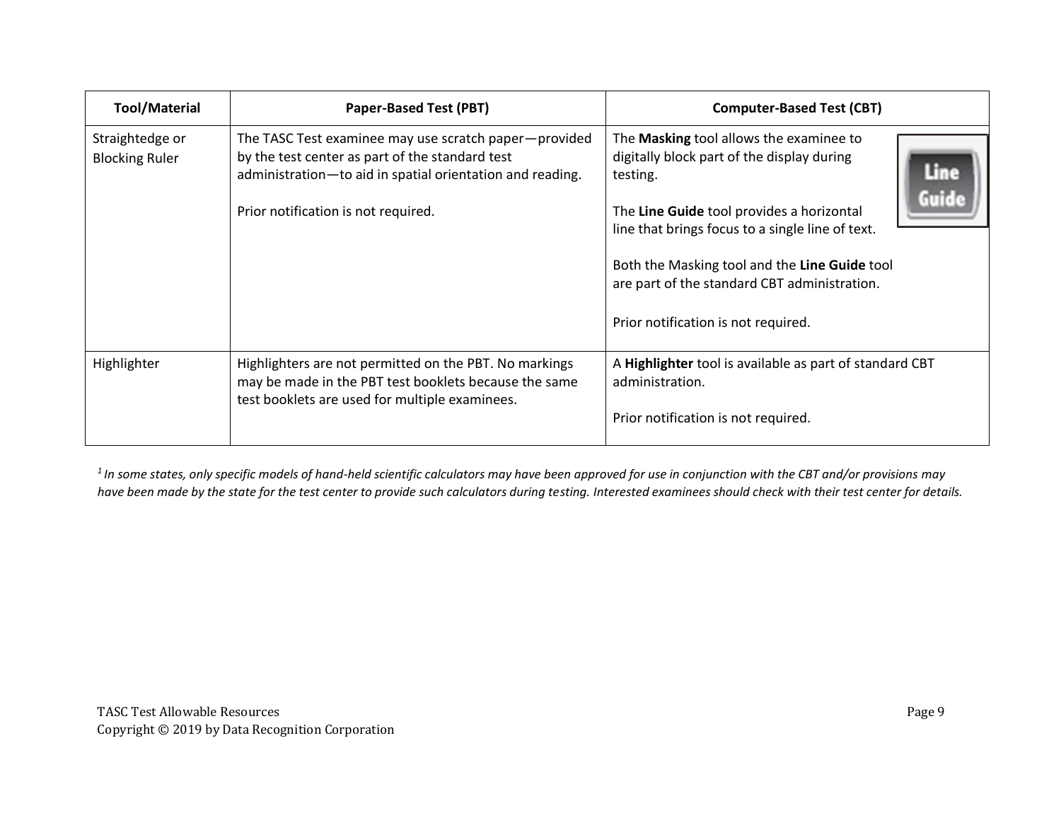| Tool/Material | Paper-Based Test (PBT) | Computer-Based Test (CBT) |
|---|---|---|
| Straightedge or Blocking Ruler | The TASC Test examinee may use scratch paper—provided by the test center as part of the standard test administration—to aid in spatial orientation and reading.<br><br>Prior notification is not required. | The **Masking** tool allows the examinee to digitally block part of the display during testing.<br><br>The **Line Guide** tool provides a horizontal line that brings focus to a single line of text.<br><br>Both the Masking tool and the **Line Guide** tool are part of the standard CBT administration.<br><br>Prior notification is not required. |
| Highlighter | Highlighters are not permitted on the PBT. No markings may be made in the PBT test booklets because the same test booklets are used for multiple examinees. | A **Highlighter** tool is available as part of standard CBT administration.<br><br>Prior notification is not required. |

*[1] In some states, only specific models of hand-held scientific calculators may have been approved for use in conjunction with the CBT and/or provisions may have been made by the state for the test center to provide such calculators during testing. Interested examinees should check with their test center for details.*

TASC Test Allowable Resources
Copyright © 2019 by Data Recognition Corporation